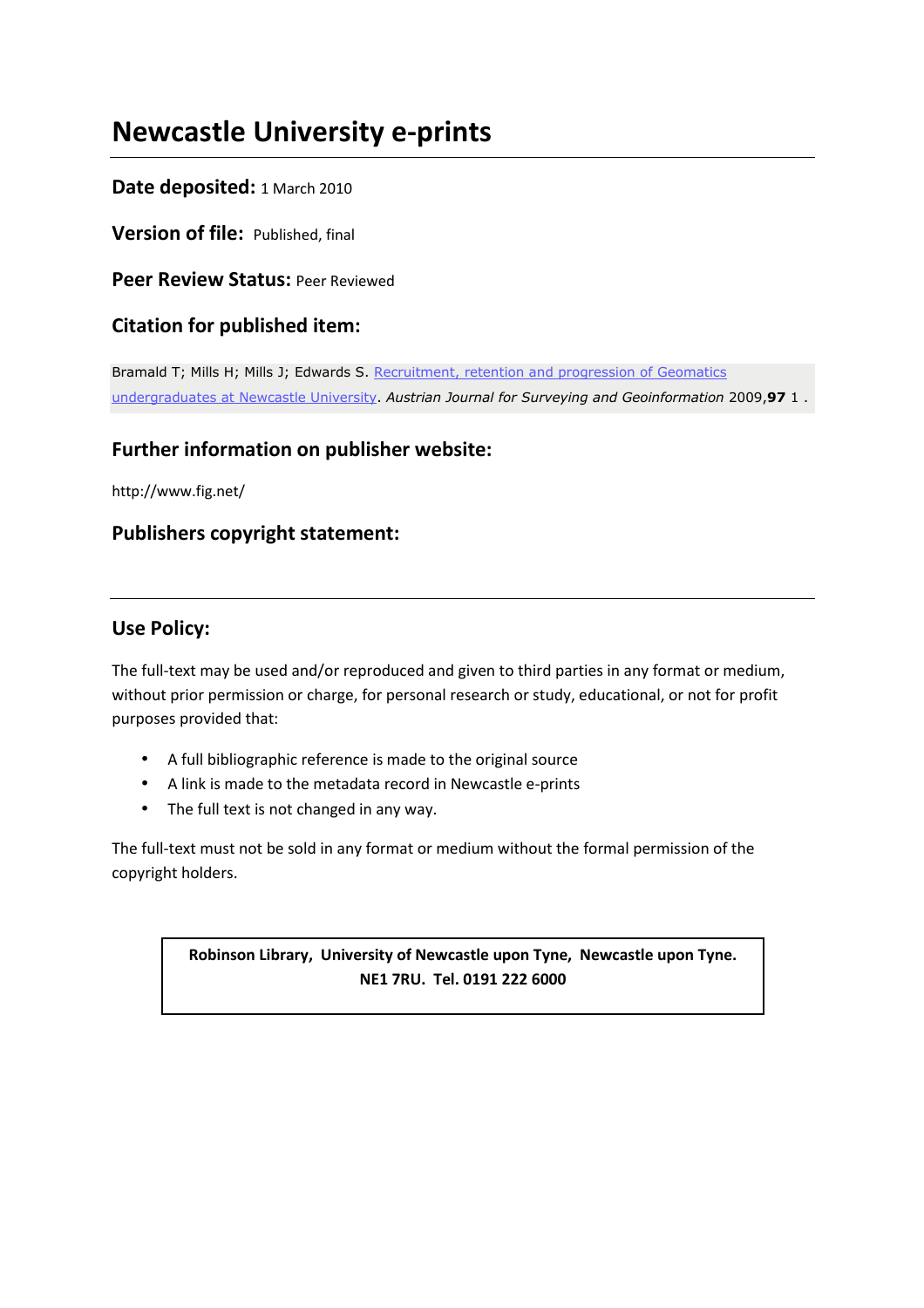# Newcastle University e-prints

**Date deposited:** 1 March 2010

**Version of file:** Published, final

**Peer Review Status:** Peer Reviewed

## Citation for published item:

Bramald T; Mills H; Mills J; Edwards S. [Recruitment, retention and progression of Geomatics undergraduates at Newcastle University]. *Austrian Journal for Surveying and Geoinformation* 2009,**97** 1 .

## Further information on publisher website:

http://www.fig.net/

## Publishers copyright statement:

## Use Policy:

The full-text may be used and/or reproduced and given to third parties in any format or medium, without prior permission or charge, for personal research or study, educational, or not for profit purposes provided that:

- A full bibliographic reference is made to the original source
- A link is made to the metadata record in Newcastle e-prints
- The full text is not changed in any way.

The full-text must not be sold in any format or medium without the formal permission of the copyright holders.

**Robinson Library, University of Newcastle upon Tyne, Newcastle upon Tyne. NE1 7RU. Tel. 0191 222 6000**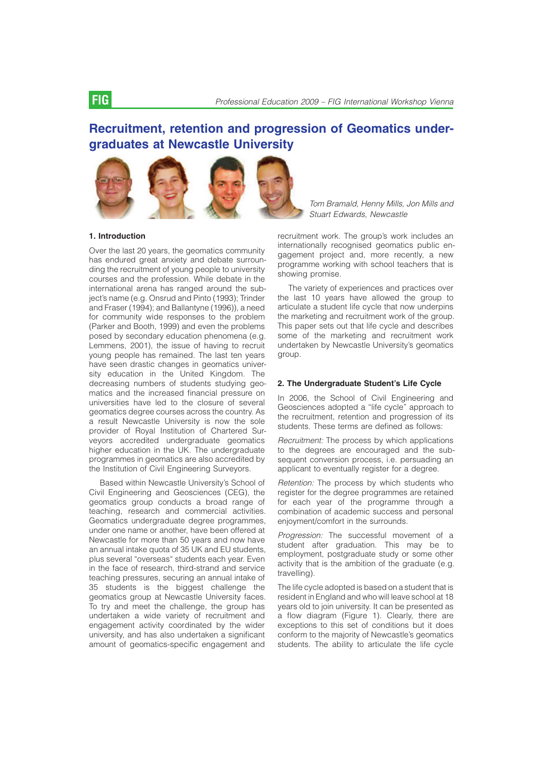# Recruitment, retention and progression of Geomatics undergraduates at Newcastle University

*Tom Bramald, Henny Mills, Jon Mills and Stuart Edwards, Newcastle*

## 1. Introduction

Over the last 20 years, the geomatics community has endured great anxiety and debate surrounding the recruitment of young people to university courses and the profession. While debate in the international arena has ranged around the subject's name (e.g. Onsrud and Pinto (1993); Trinder and Fraser (1994); and Ballantyne (1996)), a need for community wide responses to the problem (Parker and Booth, 1999) and even the problems posed by secondary education phenomena (e.g. Lemmens, 2001), the issue of having to recruit young people has remained. The last ten years have seen drastic changes in geomatics university education in the United Kingdom. The decreasing numbers of students studying geomatics and the increased financial pressure on universities have led to the closure of several geomatics degree courses across the country. As a result Newcastle University is now the sole provider of Royal Institution of Chartered Surveyors accredited undergraduate geomatics higher education in the UK. The undergraduate programmes in geomatics are also accredited by the Institution of Civil Engineering Surveyors.

Based within Newcastle University's School of Civil Engineering and Geosciences (CEG), the geomatics group conducts a broad range of teaching, research and commercial activities. Geomatics undergraduate degree programmes, under one name or another, have been offered at Newcastle for more than 50 years and now have an annual intake quota of 35 UK and EU students, plus several "overseas" students each year. Even in the face of research, third-strand and service teaching pressures, securing an annual intake of 35 students is the biggest challenge the geomatics group at Newcastle University faces. To try and meet the challenge, the group has undertaken a wide variety of recruitment and engagement activity coordinated by the wider university, and has also undertaken a significant amount of geomatics-specific engagement and recruitment work. The group's work includes an internationally recognised geomatics public engagement project and, more recently, a new programme working with school teachers that is showing promise.

The variety of experiences and practices over the last 10 years have allowed the group to articulate a student life cycle that now underpins the marketing and recruitment work of the group. This paper sets out that life cycle and describes some of the marketing and recruitment work undertaken by Newcastle University's geomatics group.

## 2. The Undergraduate Student's Life Cycle

In 2006, the School of Civil Engineering and Geosciences adopted a "life cycle" approach to the recruitment, retention and progression of its students. These terms are defined as follows:

*Recruitment:* The process by which applications to the degrees are encouraged and the subsequent conversion process, i.e. persuading an applicant to eventually register for a degree.

*Retention:* The process by which students who register for the degree programmes are retained for each year of the programme through a combination of academic success and personal enjoyment/comfort in the surrounds.

*Progression:* The successful movement of a student after graduation. This may be to employment, postgraduate study or some other activity that is the ambition of the graduate (e.g. travelling).

The life cycle adopted is based on a student that is resident in England and who will leave school at 18 years old to join university. It can be presented as a flow diagram (Figure 1). Clearly, there are exceptions to this set of conditions but it does conform to the majority of Newcastle's geomatics students. The ability to articulate the life cycle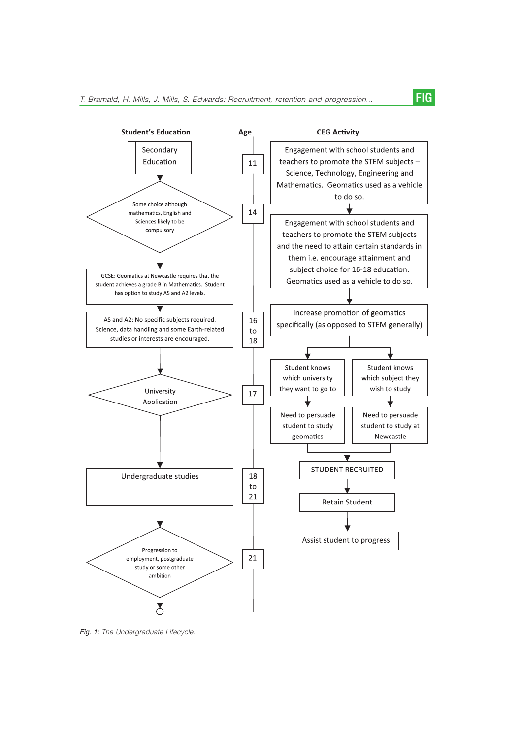**Student's Education**

Secondary Education

Some choice although mathematics, English and Sciences likely to be compulsory

GCSE: Geomatics at Newcastle requires that the student achieves a grade B in Mathematics. Student has option to study AS and A2 levels.

AS and A2: No specific subjects required. Science, data handling and some Earth-related studies or interests are encouraged.

University Application

Undergraduate studies

Progression to employment, postgraduate study or some other ambition

**Age**

11

14

16 to 18

17

18 to 21

21

**CEG Activity**

Engagement with school students and teachers to promote the STEM subjects – Science, Technology, Engineering and Mathematics. Geomatics used as a vehicle to do so.

Engagement with school students and teachers to promote the STEM subjects and the need to attain certain standards in them i.e. encourage attainment and subject choice for 16-18 education. Geomatics used as a vehicle to do so.

Increase promotion of geomatics specifically (as opposed to STEM generally)

Student knows which university they want to go to

Student knows which subject they wish to study

Need to persuade student to study geomatics

Need to persuade student to study at Newcastle

STUDENT RECRUITED

Retain Student

Assist student to progress

*Fig. 1: The Undergraduate Lifecycle.*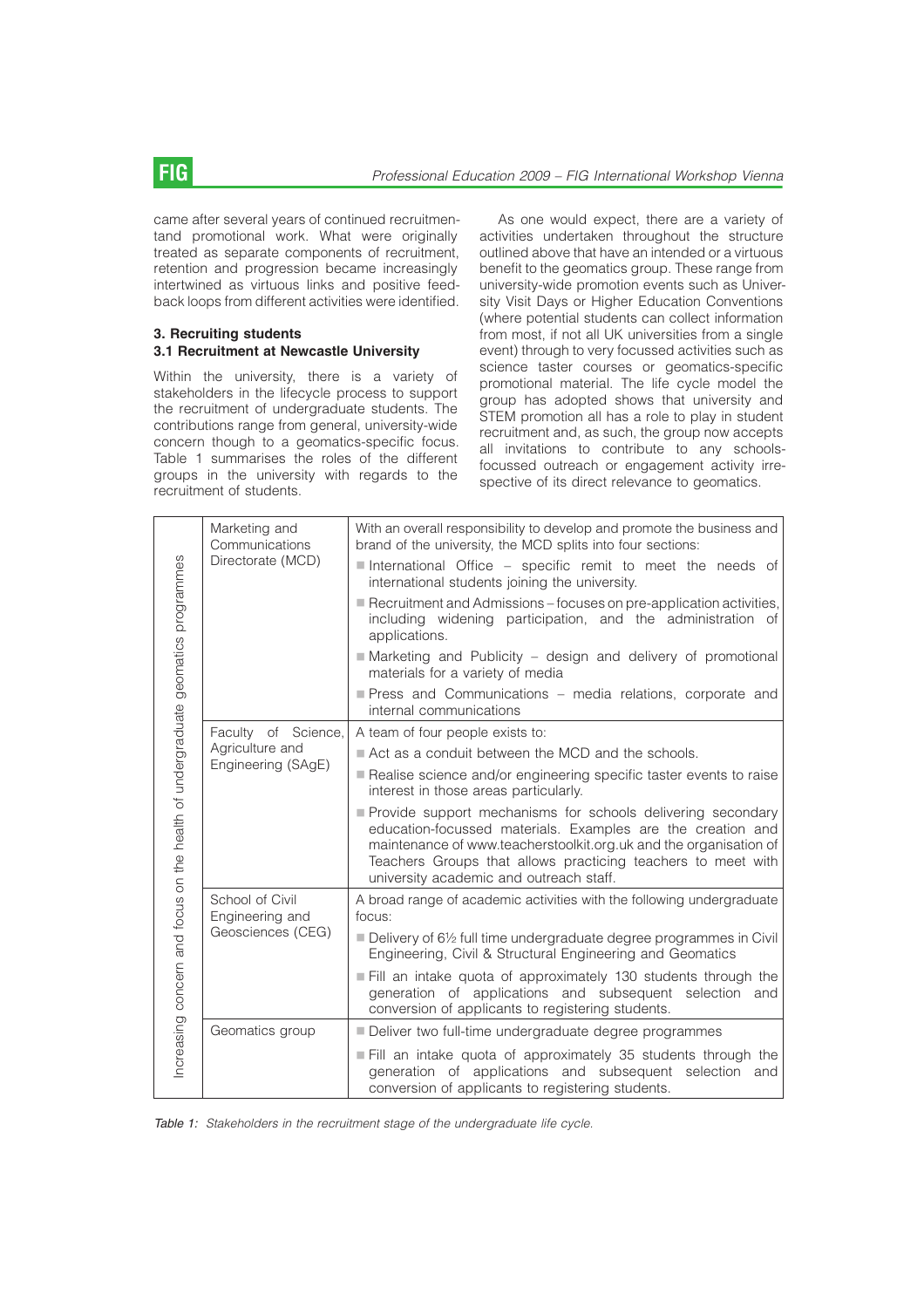came after several years of continued recruitmentand promotional work. What were originally treated as separate components of recruitment, retention and progression became increasingly intertwined as virtuous links and positive feedback loops from different activities were identified.

### 3. Recruiting students

#### 3.1 Recruitment at Newcastle University

Within the university, there is a variety of stakeholders in the lifecycle process to support the recruitment of undergraduate students. The contributions range from general, university-wide concern though to a geomatics-specific focus. Table 1 summarises the roles of the different groups in the university with regards to the recruitment of students.

As one would expect, there are a variety of activities undertaken throughout the structure outlined above that have an intended or a virtuous benefit to the geomatics group. These range from university-wide promotion events such as University Visit Days or Higher Education Conventions (where potential students can collect information from most, if not all UK universities from a single event) through to very focussed activities such as science taster courses or geomatics-specific promotional material. The life cycle model the group has adopted shows that university and STEM promotion all has a role to play in student recruitment and, as such, the group now accepts all invitations to contribute to any schools-focussed outreach or engagement activity irrespective of its direct relevance to geomatics.

| Increasing concern and focus on the health of undergraduate geomatics programmes | Stakeholder | Role |
|---|---|---|
| | Marketing and Communications Directorate (MCD) | With an overall responsibility to develop and promote the business and brand of the university, the MCD splits into four sections:<br>■ International Office – specific remit to meet the needs of international students joining the university.<br>■ Recruitment and Admissions – focuses on pre-application activities, including widening participation, and the administration of applications.<br>■ Marketing and Publicity – design and delivery of promotional materials for a variety of media<br>■ Press and Communications – media relations, corporate and internal communications |
| | Faculty of Science, Agriculture and Engineering (SAgE) | A team of four people exists to:<br>■ Act as a conduit between the MCD and the schools.<br>■ Realise science and/or engineering specific taster events to raise interest in those areas particularly.<br>■ Provide support mechanisms for schools delivering secondary education-focussed materials. Examples are the creation and maintenance of www.teacherstoolkit.org.uk and the organisation of Teachers Groups that allows practicing teachers to meet with university academic and outreach staff. |
| | School of Civil Engineering and Geosciences (CEG) | A broad range of academic activities with the following undergraduate focus:<br>■ Delivery of 6½ full time undergraduate degree programmes in Civil Engineering, Civil & Structural Engineering and Geomatics<br>■ Fill an intake quota of approximately 130 students through the generation of applications and subsequent selection and conversion of applicants to registering students. |
| | Geomatics group | ■ Deliver two full-time undergraduate degree programmes<br>■ Fill an intake quota of approximately 35 students through the generation of applications and subsequent selection and conversion of applicants to registering students. |

*Table 1: Stakeholders in the recruitment stage of the undergraduate life cycle.*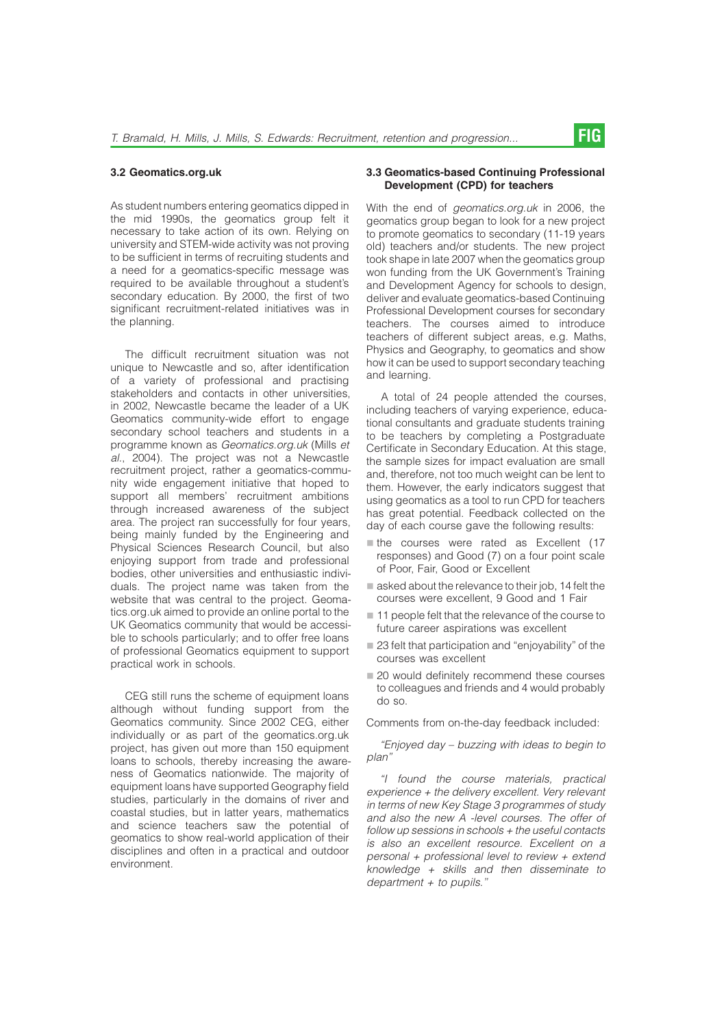### 3.2 Geomatics.org.uk

As student numbers entering geomatics dipped in the mid 1990s, the geomatics group felt it necessary to take action of its own. Relying on university and STEM-wide activity was not proving to be sufficient in terms of recruiting students and a need for a geomatics-specific message was required to be available throughout a student's secondary education. By 2000, the first of two significant recruitment-related initiatives was in the planning.

The difficult recruitment situation was not unique to Newcastle and so, after identification of a variety of professional and practising stakeholders and contacts in other universities, in 2002, Newcastle became the leader of a UK Geomatics community-wide effort to engage secondary school teachers and students in a programme known as *Geomatics.org.uk* (Mills *et al.*, 2004). The project was not a Newcastle recruitment project, rather a geomatics-community wide engagement initiative that hoped to support all members' recruitment ambitions through increased awareness of the subject area. The project ran successfully for four years, being mainly funded by the Engineering and Physical Sciences Research Council, but also enjoying support from trade and professional bodies, other universities and enthusiastic individuals. The project name was taken from the website that was central to the project. Geomatics.org.uk aimed to provide an online portal to the UK Geomatics community that would be accessible to schools particularly; and to offer free loans of professional Geomatics equipment to support practical work in schools.

CEG still runs the scheme of equipment loans although without funding support from the Geomatics community. Since 2002 CEG, either individually or as part of the geomatics.org.uk project, has given out more than 150 equipment loans to schools, thereby increasing the awareness of Geomatics nationwide. The majority of equipment loans have supported Geography field studies, particularly in the domains of river and coastal studies, but in latter years, mathematics and science teachers saw the potential of geomatics to show real-world application of their disciplines and often in a practical and outdoor environment.

### 3.3 Geomatics-based Continuing Professional Development (CPD) for teachers

With the end of *geomatics.org.uk* in 2006, the geomatics group began to look for a new project to promote geomatics to secondary (11-19 years old) teachers and/or students. The new project took shape in late 2007 when the geomatics group won funding from the UK Government's Training and Development Agency for schools to design, deliver and evaluate geomatics-based Continuing Professional Development courses for secondary teachers. The courses aimed to introduce teachers of different subject areas, e.g. Maths, Physics and Geography, to geomatics and show how it can be used to support secondary teaching and learning.

A total of 24 people attended the courses, including teachers of varying experience, educational consultants and graduate students training to be teachers by completing a Postgraduate Certificate in Secondary Education. At this stage, the sample sizes for impact evaluation are small and, therefore, not too much weight can be lent to them. However, the early indicators suggest that using geomatics as a tool to run CPD for teachers has great potential. Feedback collected on the day of each course gave the following results:

- the courses were rated as Excellent (17 responses) and Good (7) on a four point scale of Poor, Fair, Good or Excellent
- asked about the relevance to their job, 14 felt the courses were excellent, 9 Good and 1 Fair
- 11 people felt that the relevance of the course to future career aspirations was excellent
- 23 felt that participation and "enjoyability" of the courses was excellent
- 20 would definitely recommend these courses to colleagues and friends and 4 would probably do so.

Comments from on-the-day feedback included:

*"Enjoyed day – buzzing with ideas to begin to plan"*

*"I found the course materials, practical experience + the delivery excellent. Very relevant in terms of new Key Stage 3 programmes of study and also the new A -level courses. The offer of follow up sessions in schools + the useful contacts is also an excellent resource. Excellent on a personal + professional level to review + extend knowledge + skills and then disseminate to department + to pupils."*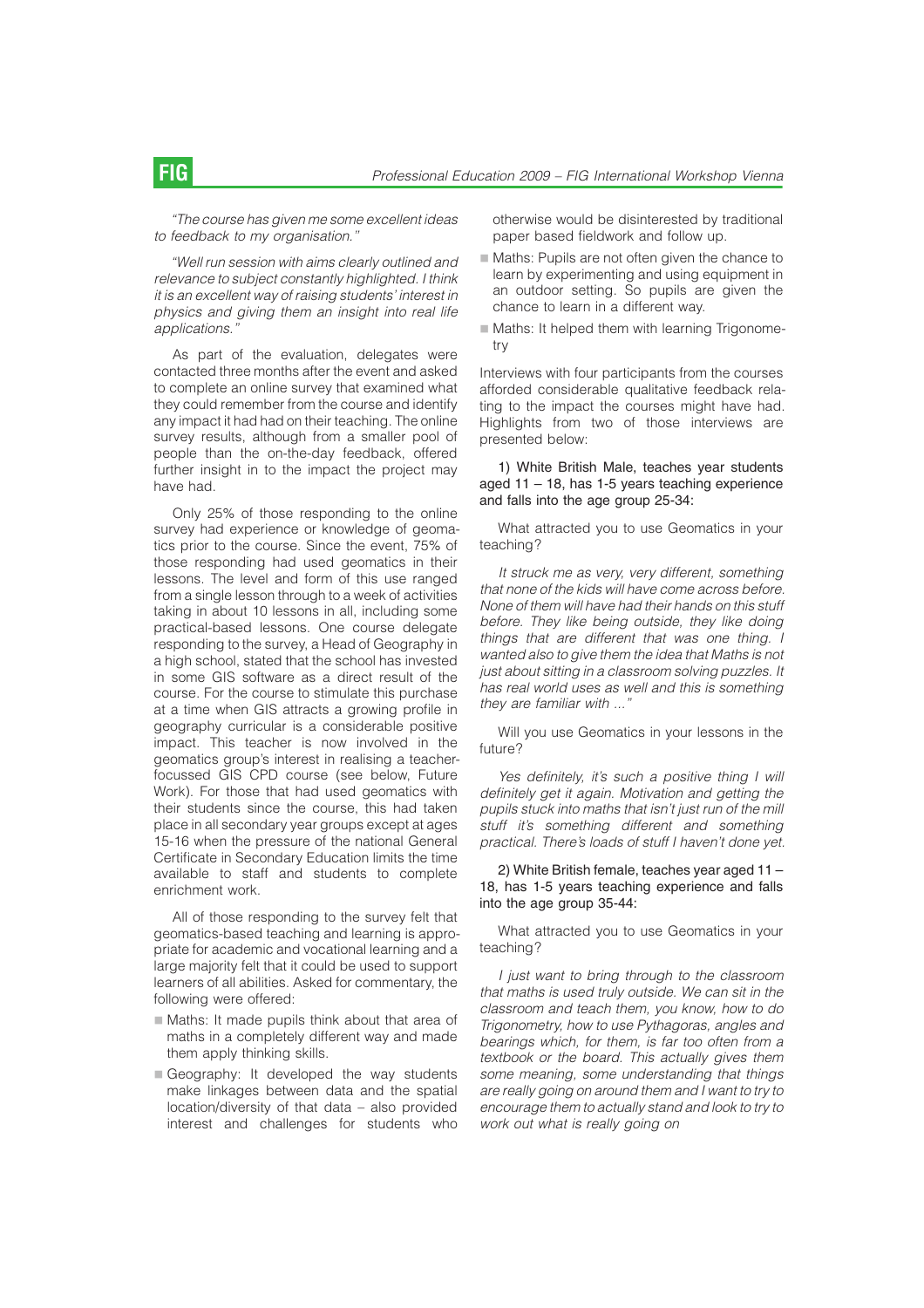*"The course has given me some excellent ideas to feedback to my organisation."*

*"Well run session with aims clearly outlined and relevance to subject constantly highlighted. I think it is an excellent way of raising students' interest in physics and giving them an insight into real life applications."*

As part of the evaluation, delegates were contacted three months after the event and asked to complete an online survey that examined what they could remember from the course and identify any impact it had had on their teaching. The online survey results, although from a smaller pool of people than the on-the-day feedback, offered further insight in to the impact the project may have had.

Only 25% of those responding to the online survey had experience or knowledge of geomatics prior to the course. Since the event, 75% of those responding had used geomatics in their lessons. The level and form of this use ranged from a single lesson through to a week of activities taking in about 10 lessons in all, including some practical-based lessons. One course delegate responding to the survey, a Head of Geography in a high school, stated that the school has invested in some GIS software as a direct result of the course. For the course to stimulate this purchase at a time when GIS attracts a growing profile in geography curricular is a considerable positive impact. This teacher is now involved in the geomatics group's interest in realising a teacher-focussed GIS CPD course (see below, Future Work). For those that had used geomatics with their students since the course, this had taken place in all secondary year groups except at ages 15-16 when the pressure of the national General Certificate in Secondary Education limits the time available to staff and students to complete enrichment work.

All of those responding to the survey felt that geomatics-based teaching and learning is appropriate for academic and vocational learning and a large majority felt that it could be used to support learners of all abilities. Asked for commentary, the following were offered:

- Maths: It made pupils think about that area of maths in a completely different way and made them apply thinking skills.
- Geography: It developed the way students make linkages between data and the spatial location/diversity of that data – also provided interest and challenges for students who otherwise would be disinterested by traditional paper based fieldwork and follow up.
- Maths: Pupils are not often given the chance to learn by experimenting and using equipment in an outdoor setting. So pupils are given the chance to learn in a different way.
- Maths: It helped them with learning Trigonometry

Interviews with four participants from the courses afforded considerable qualitative feedback relating to the impact the courses might have had. Highlights from two of those interviews are presented below:

1) White British Male, teaches year students aged 11 – 18, has 1-5 years teaching experience and falls into the age group 25-34:

What attracted you to use Geomatics in your teaching?

*It struck me as very, very different, something that none of the kids will have come across before. None of them will have had their hands on this stuff before. They like being outside, they like doing things that are different that was one thing. I wanted also to give them the idea that Maths is not just about sitting in a classroom solving puzzles. It has real world uses as well and this is something they are familiar with ..."*

Will you use Geomatics in your lessons in the future?

*Yes definitely, it's such a positive thing I will definitely get it again. Motivation and getting the pupils stuck into maths that isn't just run of the mill stuff it's something different and something practical. There's loads of stuff I haven't done yet.*

2) White British female, teaches year aged 11 – 18, has 1-5 years teaching experience and falls into the age group 35-44:

What attracted you to use Geomatics in your teaching?

*I just want to bring through to the classroom that maths is used truly outside. We can sit in the classroom and teach them, you know, how to do Trigonometry, how to use Pythagoras, angles and bearings which, for them, is far too often from a textbook or the board. This actually gives them some meaning, some understanding that things are really going on around them and I want to try to encourage them to actually stand and look to try to work out what is really going on*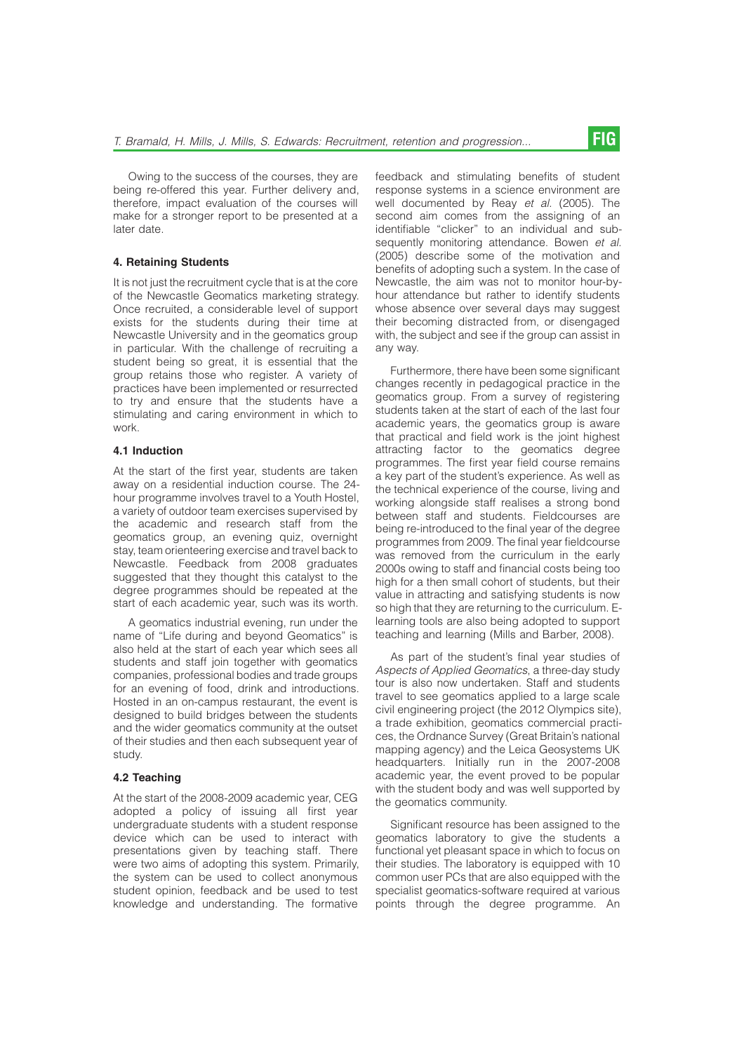Owing to the success of the courses, they are being re-offered this year. Further delivery and, therefore, impact evaluation of the courses will make for a stronger report to be presented at a later date.

## 4. Retaining Students

It is not just the recruitment cycle that is at the core of the Newcastle Geomatics marketing strategy. Once recruited, a considerable level of support exists for the students during their time at Newcastle University and in the geomatics group in particular. With the challenge of recruiting a student being so great, it is essential that the group retains those who register. A variety of practices have been implemented or resurrected to try and ensure that the students have a stimulating and caring environment in which to work.

### 4.1 Induction

At the start of the first year, students are taken away on a residential induction course. The 24-hour programme involves travel to a Youth Hostel, a variety of outdoor team exercises supervised by the academic and research staff from the geomatics group, an evening quiz, overnight stay, team orienteering exercise and travel back to Newcastle. Feedback from 2008 graduates suggested that they thought this catalyst to the degree programmes should be repeated at the start of each academic year, such was its worth.

A geomatics industrial evening, run under the name of "Life during and beyond Geomatics" is also held at the start of each year which sees all students and staff join together with geomatics companies, professional bodies and trade groups for an evening of food, drink and introductions. Hosted in an on-campus restaurant, the event is designed to build bridges between the students and the wider geomatics community at the outset of their studies and then each subsequent year of study.

### 4.2 Teaching

At the start of the 2008-2009 academic year, CEG adopted a policy of issuing all first year undergraduate students with a student response device which can be used to interact with presentations given by teaching staff. There were two aims of adopting this system. Primarily, the system can be used to collect anonymous student opinion, feedback and be used to test knowledge and understanding. The formative feedback and stimulating benefits of student response systems in a science environment are well documented by Reay *et al.* (2005). The second aim comes from the assigning of an identifiable "clicker" to an individual and subsequently monitoring attendance. Bowen *et al.* (2005) describe some of the motivation and benefits of adopting such a system. In the case of Newcastle, the aim was not to monitor hour-by-hour attendance but rather to identify students whose absence over several days may suggest their becoming distracted from, or disengaged with, the subject and see if the group can assist in any way.

Furthermore, there have been some significant changes recently in pedagogical practice in the geomatics group. From a survey of registering students taken at the start of each of the last four academic years, the geomatics group is aware that practical and field work is the joint highest attracting factor to the geomatics degree programmes. The first year field course remains a key part of the student's experience. As well as the technical experience of the course, living and working alongside staff realises a strong bond between staff and students. Fieldcourses are being re-introduced to the final year of the degree programmes from 2009. The final year fieldcourse was removed from the curriculum in the early 2000s owing to staff and financial costs being too high for a then small cohort of students, but their value in attracting and satisfying students is now so high that they are returning to the curriculum. E-learning tools are also being adopted to support teaching and learning (Mills and Barber, 2008).

As part of the student's final year studies of *Aspects of Applied Geomatics*, a three-day study tour is also now undertaken. Staff and students travel to see geomatics applied to a large scale civil engineering project (the 2012 Olympics site), a trade exhibition, geomatics commercial practices, the Ordnance Survey (Great Britain's national mapping agency) and the Leica Geosystems UK headquarters. Initially run in the 2007-2008 academic year, the event proved to be popular with the student body and was well supported by the geomatics community.

Significant resource has been assigned to the geomatics laboratory to give the students a functional yet pleasant space in which to focus on their studies. The laboratory is equipped with 10 common user PCs that are also equipped with the specialist geomatics-software required at various points through the degree programme. An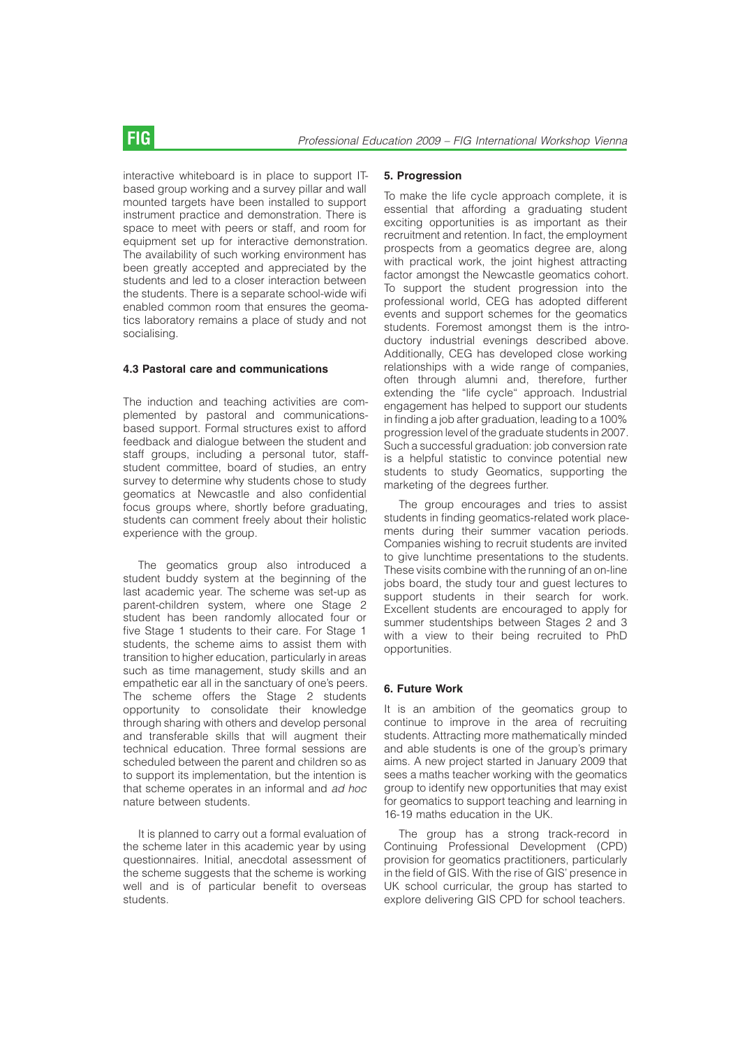interactive whiteboard is in place to support IT-based group working and a survey pillar and wall mounted targets have been installed to support instrument practice and demonstration. There is space to meet with peers or staff, and room for equipment set up for interactive demonstration. The availability of such working environment has been greatly accepted and appreciated by the students and led to a closer interaction between the students. There is a separate school-wide wifi enabled common room that ensures the geomatics laboratory remains a place of study and not socialising.

### 4.3 Pastoral care and communications

The induction and teaching activities are complemented by pastoral and communications-based support. Formal structures exist to afford feedback and dialogue between the student and staff groups, including a personal tutor, staff-student committee, board of studies, an entry survey to determine why students chose to study geomatics at Newcastle and also confidential focus groups where, shortly before graduating, students can comment freely about their holistic experience with the group.

The geomatics group also introduced a student buddy system at the beginning of the last academic year. The scheme was set-up as parent-children system, where one Stage 2 student has been randomly allocated four or five Stage 1 students to their care. For Stage 1 students, the scheme aims to assist them with transition to higher education, particularly in areas such as time management, study skills and an empathetic ear all in the sanctuary of one's peers. The scheme offers the Stage 2 students opportunity to consolidate their knowledge through sharing with others and develop personal and transferable skills that will augment their technical education. Three formal sessions are scheduled between the parent and children so as to support its implementation, but the intention is that scheme operates in an informal and *ad hoc* nature between students.

It is planned to carry out a formal evaluation of the scheme later in this academic year by using questionnaires. Initial, anecdotal assessment of the scheme suggests that the scheme is working well and is of particular benefit to overseas students.

### 5. Progression

To make the life cycle approach complete, it is essential that affording a graduating student exciting opportunities is as important as their recruitment and retention. In fact, the employment prospects from a geomatics degree are, along with practical work, the joint highest attracting factor amongst the Newcastle geomatics cohort. To support the student progression into the professional world, CEG has adopted different events and support schemes for the geomatics students. Foremost amongst them is the introductory industrial evenings described above. Additionally, CEG has developed close working relationships with a wide range of companies, often through alumni and, therefore, further extending the "life cycle" approach. Industrial engagement has helped to support our students in finding a job after graduation, leading to a 100% progression level of the graduate students in 2007. Such a successful graduation: job conversion rate is a helpful statistic to convince potential new students to study Geomatics, supporting the marketing of the degrees further.

The group encourages and tries to assist students in finding geomatics-related work placements during their summer vacation periods. Companies wishing to recruit students are invited to give lunchtime presentations to the students. These visits combine with the running of an on-line jobs board, the study tour and guest lectures to support students in their search for work. Excellent students are encouraged to apply for summer studentships between Stages 2 and 3 with a view to their being recruited to PhD opportunities.

### 6. Future Work

It is an ambition of the geomatics group to continue to improve in the area of recruiting students. Attracting more mathematically minded and able students is one of the group's primary aims. A new project started in January 2009 that sees a maths teacher working with the geomatics group to identify new opportunities that may exist for geomatics to support teaching and learning in 16-19 maths education in the UK.

The group has a strong track-record in Continuing Professional Development (CPD) provision for geomatics practitioners, particularly in the field of GIS. With the rise of GIS' presence in UK school curricular, the group has started to explore delivering GIS CPD for school teachers.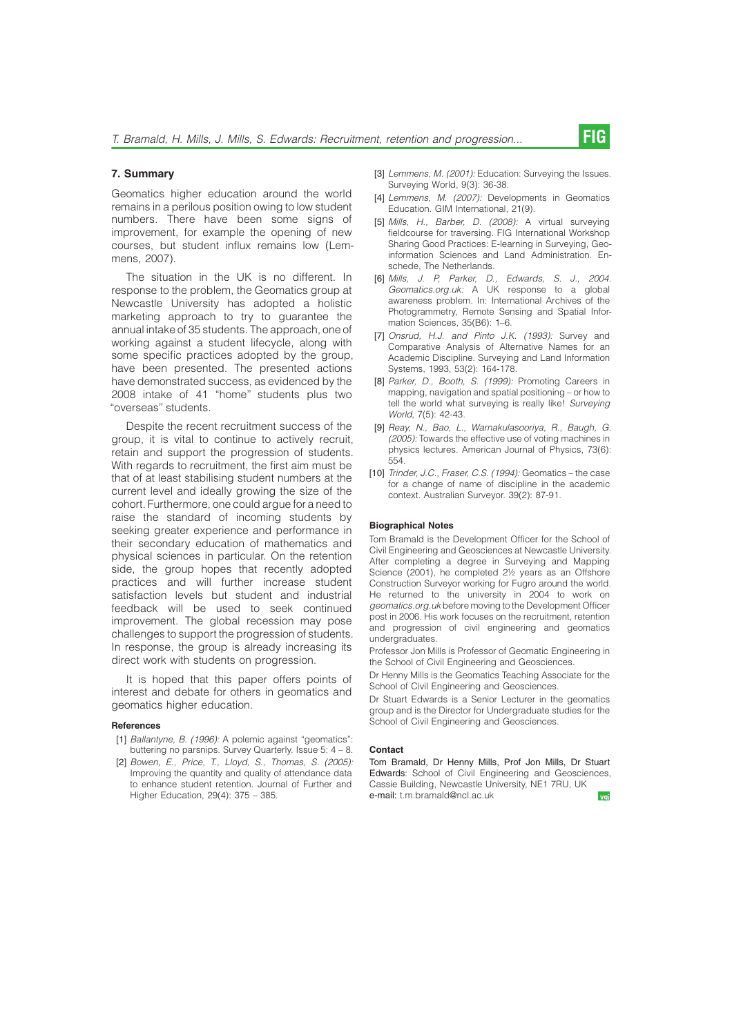## 7. Summary

Geomatics higher education around the world remains in a perilous position owing to low student numbers. There have been some signs of improvement, for example the opening of new courses, but student influx remains low (Lemmens, 2007).

The situation in the UK is no different. In response to the problem, the Geomatics group at Newcastle University has adopted a holistic marketing approach to try to guarantee the annual intake of 35 students. The approach, one of working against a student lifecycle, along with some specific practices adopted by the group, have been presented. The presented actions have demonstrated success, as evidenced by the 2008 intake of 41 "home" students plus two "overseas" students.

Despite the recent recruitment success of the group, it is vital to continue to actively recruit, retain and support the progression of students. With regards to recruitment, the first aim must be that of at least stabilising student numbers at the current level and ideally growing the size of the cohort. Furthermore, one could argue for a need to raise the standard of incoming students by seeking greater experience and performance in their secondary education of mathematics and physical sciences in particular. On the retention side, the group hopes that recently adopted practices and will further increase student satisfaction levels but student and industrial feedback will be used to seek continued improvement. The global recession may pose challenges to support the progression of students. In response, the group is already increasing its direct work with students on progression.

It is hoped that this paper offers points of interest and debate for others in geomatics and geomatics higher education.

### References

[1] *Ballantyne, B. (1996):* A polemic against "geomatics": buttering no parsnips. Survey Quarterly. Issue 5: 4 – 8.

[2] *Bowen, E., Price, T., Lloyd, S., Thomas, S. (2005):* Improving the quantity and quality of attendance data to enhance student retention. Journal of Further and Higher Education, 29(4): 375 – 385.

[3] *Lemmens, M. (2001):* Education: Surveying the Issues. Surveying World, 9(3): 36-38.

[4] *Lemmens, M. (2007):* Developments in Geomatics Education. GIM International, 21(9).

[5] *Mills, H., Barber, D. (2008):* A virtual surveying fieldcourse for traversing. FIG International Workshop Sharing Good Practices: E-learning in Surveying, Geo-information Sciences and Land Administration. Enschede, The Netherlands.

[6] *Mills, J. P, Parker, D., Edwards, S. J., 2004. Geomatics.org.uk:* A UK response to a global awareness problem. In: International Archives of the Photogrammetry, Remote Sensing and Spatial Information Sciences, 35(B6): 1–6.

[7] *Onsrud, H.J. and Pinto J.K. (1993):* Survey and Comparative Analysis of Alternative Names for an Academic Discipline. Surveying and Land Information Systems, 1993, 53(2): 164-178.

[8] *Parker, D., Booth, S. (1999):* Promoting Careers in mapping, navigation and spatial positioning – or how to tell the world what surveying is really like! *Surveying World*, 7(5): 42-43.

[9] *Reay, N., Bao, L., Warnakulasooriya, R., Baugh, G. (2005):* Towards the effective use of voting machines in physics lectures. American Journal of Physics, 73(6): 554.

[10] *Trinder, J.C., Fraser, C.S. (1994):* Geomatics – the case for a change of name of discipline in the academic context. Australian Surveyor. 39(2): 87-91.

### Biographical Notes

Tom Bramald is the Development Officer for the School of Civil Engineering and Geosciences at Newcastle University. After completing a degree in Surveying and Mapping Science (2001), he completed 2½ years as an Offshore Construction Surveyor working for Fugro around the world. He returned to the university in 2004 to work on *geomatics.org.uk* before moving to the Development Officer post in 2006. His work focuses on the recruitment, retention and progression of civil engineering and geomatics undergraduates.

Professor Jon Mills is Professor of Geomatic Engineering in the School of Civil Engineering and Geosciences.

Dr Henny Mills is the Geomatics Teaching Associate for the School of Civil Engineering and Geosciences.

Dr Stuart Edwards is a Senior Lecturer in the geomatics group and is the Director for Undergraduate studies for the School of Civil Engineering and Geosciences.

### Contact

**Tom Bramald, Dr Henny Mills, Prof Jon Mills, Dr Stuart Edwards**: School of Civil Engineering and Geosciences, Cassie Building, Newcastle University, NE1 7RU, UK
e-mail: t.m.bramald@ncl.ac.uk